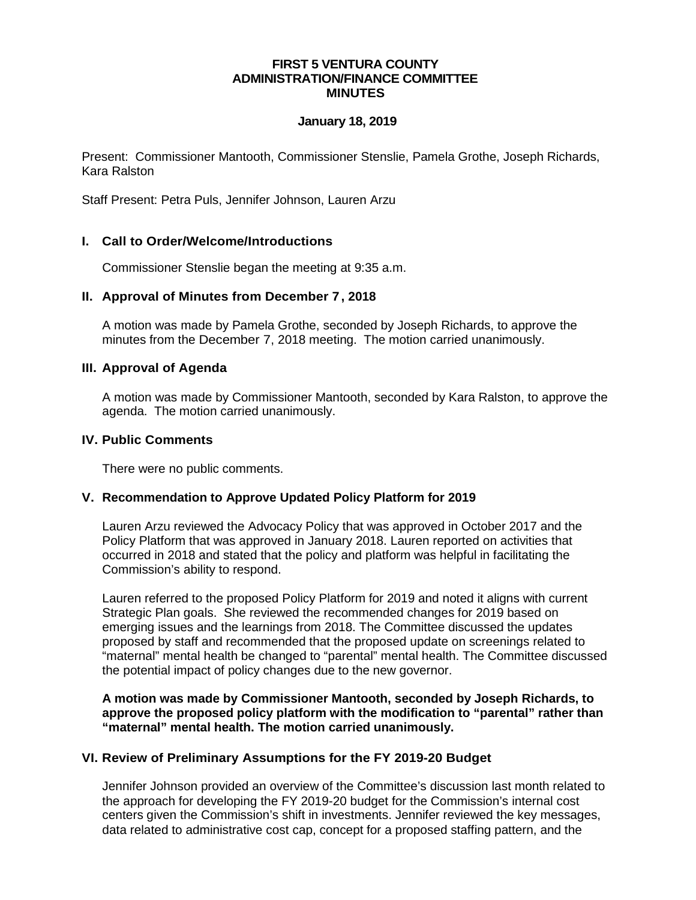**FIRST 5 VENTURA COUNTY**
**ADMINISTRATION/FINANCE COMMITTEE**
**MINUTES**

**January 18, 2019**

Present: Commissioner Mantooth, Commissioner Stenslie, Pamela Grothe, Joseph Richards, Kara Ralston

Staff Present: Petra Puls, Jennifer Johnson, Lauren Arzu

## I. Call to Order/Welcome/Introductions

Commissioner Stenslie began the meeting at 9:35 a.m.

## II. Approval of Minutes from December 7, 2018

A motion was made by Pamela Grothe, seconded by Joseph Richards, to approve the minutes from the December 7, 2018 meeting. The motion carried unanimously.

## III. Approval of Agenda

A motion was made by Commissioner Mantooth, seconded by Kara Ralston, to approve the agenda. The motion carried unanimously.

## IV. Public Comments

There were no public comments.

## V. Recommendation to Approve Updated Policy Platform for 2019

Lauren Arzu reviewed the Advocacy Policy that was approved in October 2017 and the Policy Platform that was approved in January 2018. Lauren reported on activities that occurred in 2018 and stated that the policy and platform was helpful in facilitating the Commission's ability to respond.

Lauren referred to the proposed Policy Platform for 2019 and noted it aligns with current Strategic Plan goals. She reviewed the recommended changes for 2019 based on emerging issues and the learnings from 2018. The Committee discussed the updates proposed by staff and recommended that the proposed update on screenings related to "maternal" mental health be changed to "parental" mental health. The Committee discussed the potential impact of policy changes due to the new governor.

**A motion was made by Commissioner Mantooth, seconded by Joseph Richards, to approve the proposed policy platform with the modification to "parental" rather than "maternal" mental health. The motion carried unanimously.**

## VI. Review of Preliminary Assumptions for the FY 2019-20 Budget

Jennifer Johnson provided an overview of the Committee's discussion last month related to the approach for developing the FY 2019-20 budget for the Commission's internal cost centers given the Commission's shift in investments. Jennifer reviewed the key messages, data related to administrative cost cap, concept for a proposed staffing pattern, and the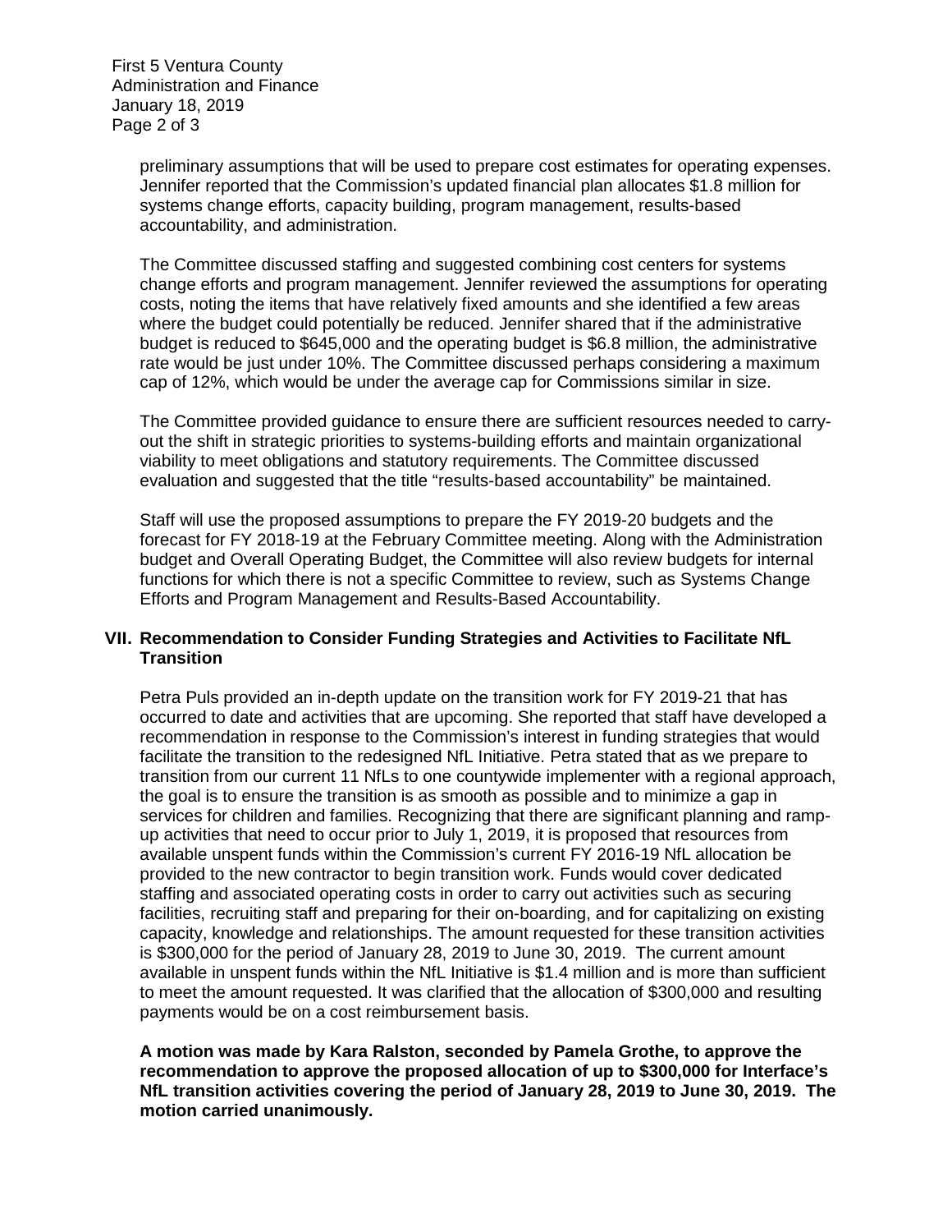preliminary assumptions that will be used to prepare cost estimates for operating expenses. Jennifer reported that the Commission's updated financial plan allocates $1.8 million for systems change efforts, capacity building, program management, results-based accountability, and administration.

The Committee discussed staffing and suggested combining cost centers for systems change efforts and program management. Jennifer reviewed the assumptions for operating costs, noting the items that have relatively fixed amounts and she identified a few areas where the budget could potentially be reduced. Jennifer shared that if the administrative budget is reduced to $645,000 and the operating budget is $6.8 million, the administrative rate would be just under 10%. The Committee discussed perhaps considering a maximum cap of 12%, which would be under the average cap for Commissions similar in size.

The Committee provided guidance to ensure there are sufficient resources needed to carry-out the shift in strategic priorities to systems-building efforts and maintain organizational viability to meet obligations and statutory requirements. The Committee discussed evaluation and suggested that the title "results-based accountability" be maintained.

Staff will use the proposed assumptions to prepare the FY 2019-20 budgets and the forecast for FY 2018-19 at the February Committee meeting. Along with the Administration budget and Overall Operating Budget, the Committee will also review budgets for internal functions for which there is not a specific Committee to review, such as Systems Change Efforts and Program Management and Results-Based Accountability.

## VII. Recommendation to Consider Funding Strategies and Activities to Facilitate NfL Transition

Petra Puls provided an in-depth update on the transition work for FY 2019-21 that has occurred to date and activities that are upcoming. She reported that staff have developed a recommendation in response to the Commission's interest in funding strategies that would facilitate the transition to the redesigned NfL Initiative. Petra stated that as we prepare to transition from our current 11 NfLs to one countywide implementer with a regional approach, the goal is to ensure the transition is as smooth as possible and to minimize a gap in services for children and families. Recognizing that there are significant planning and ramp-up activities that need to occur prior to July 1, 2019, it is proposed that resources from available unspent funds within the Commission's current FY 2016-19 NfL allocation be provided to the new contractor to begin transition work. Funds would cover dedicated staffing and associated operating costs in order to carry out activities such as securing facilities, recruiting staff and preparing for their on-boarding, and for capitalizing on existing capacity, knowledge and relationships. The amount requested for these transition activities is $300,000 for the period of January 28, 2019 to June 30, 2019. The current amount available in unspent funds within the NfL Initiative is $1.4 million and is more than sufficient to meet the amount requested. It was clarified that the allocation of $300,000 and resulting payments would be on a cost reimbursement basis.

**A motion was made by Kara Ralston, seconded by Pamela Grothe, to approve the recommendation to approve the proposed allocation of up to $300,000 for Interface's NfL transition activities covering the period of January 28, 2019 to June 30, 2019. The motion carried unanimously.**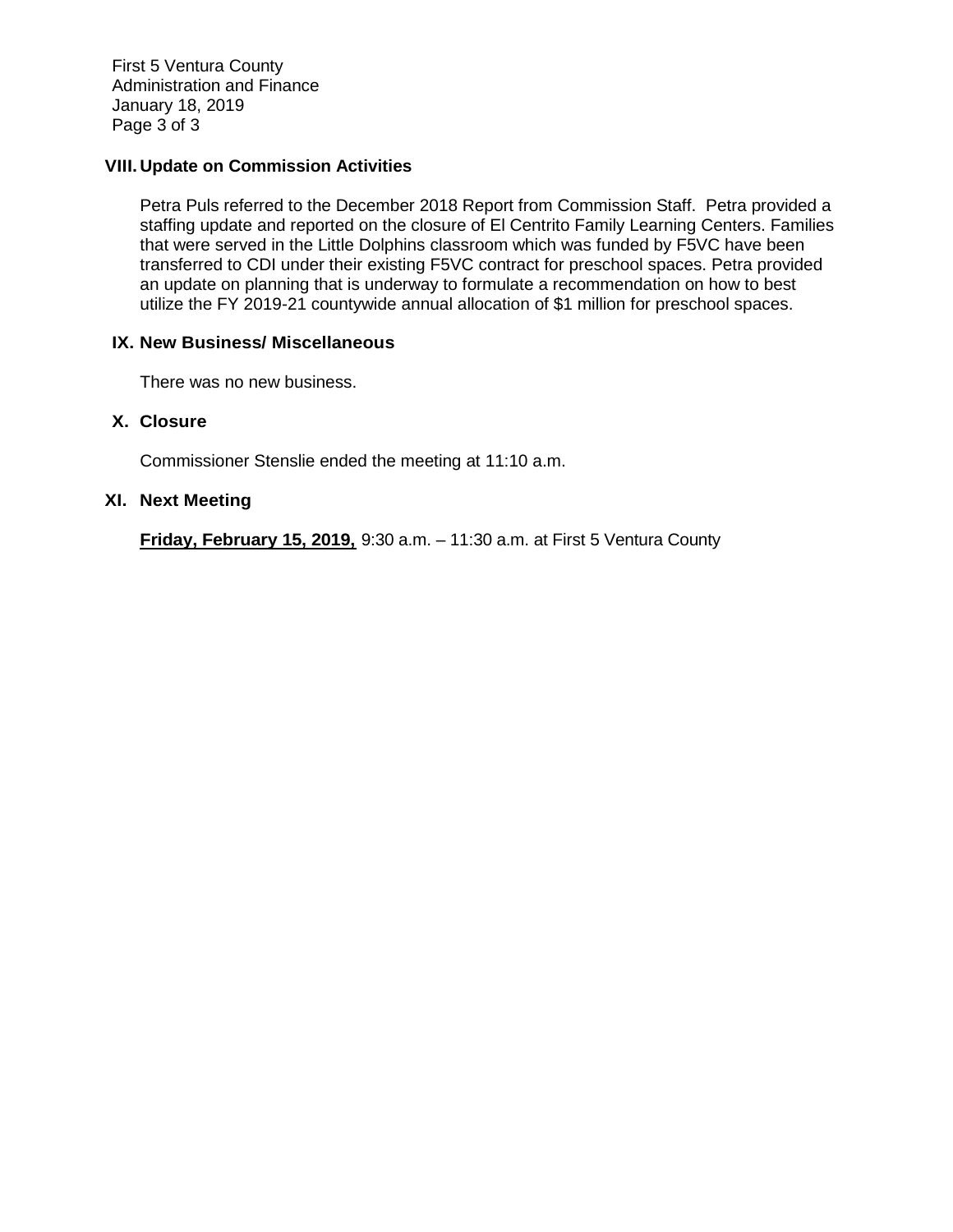### VIII. Update on Commission Activities

Petra Puls referred to the December 2018 Report from Commission Staff. Petra provided a staffing update and reported on the closure of El Centrito Family Learning Centers. Families that were served in the Little Dolphins classroom which was funded by F5VC have been transferred to CDI under their existing F5VC contract for preschool spaces. Petra provided an update on planning that is underway to formulate a recommendation on how to best utilize the FY 2019-21 countywide annual allocation of $1 million for preschool spaces.

### IX. New Business/ Miscellaneous

There was no new business.

### X. Closure

Commissioner Stenslie ended the meeting at 11:10 a.m.

### XI. Next Meeting

**Friday, February 15, 2019,** 9:30 a.m. – 11:30 a.m. at First 5 Ventura County